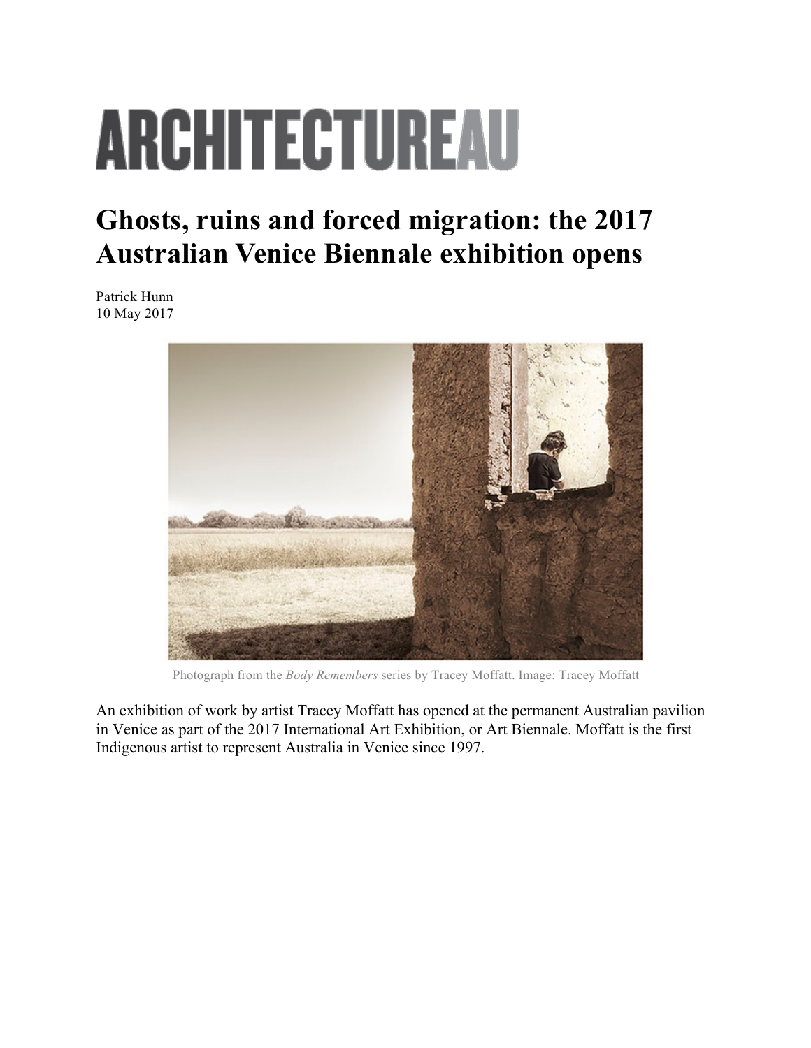# ARCHITECTUREAU

## Ghosts, ruins and forced migration: the 2017 Australian Venice Biennale exhibition opens

Patrick Hunn
10 May 2017

Photograph from the *Body Remembers* series by Tracey Moffatt. Image: Tracey Moffatt

An exhibition of work by artist Tracey Moffatt has opened at the permanent Australian pavilion in Venice as part of the 2017 International Art Exhibition, or Art Biennale. Moffatt is the first Indigenous artist to represent Australia in Venice since 1997.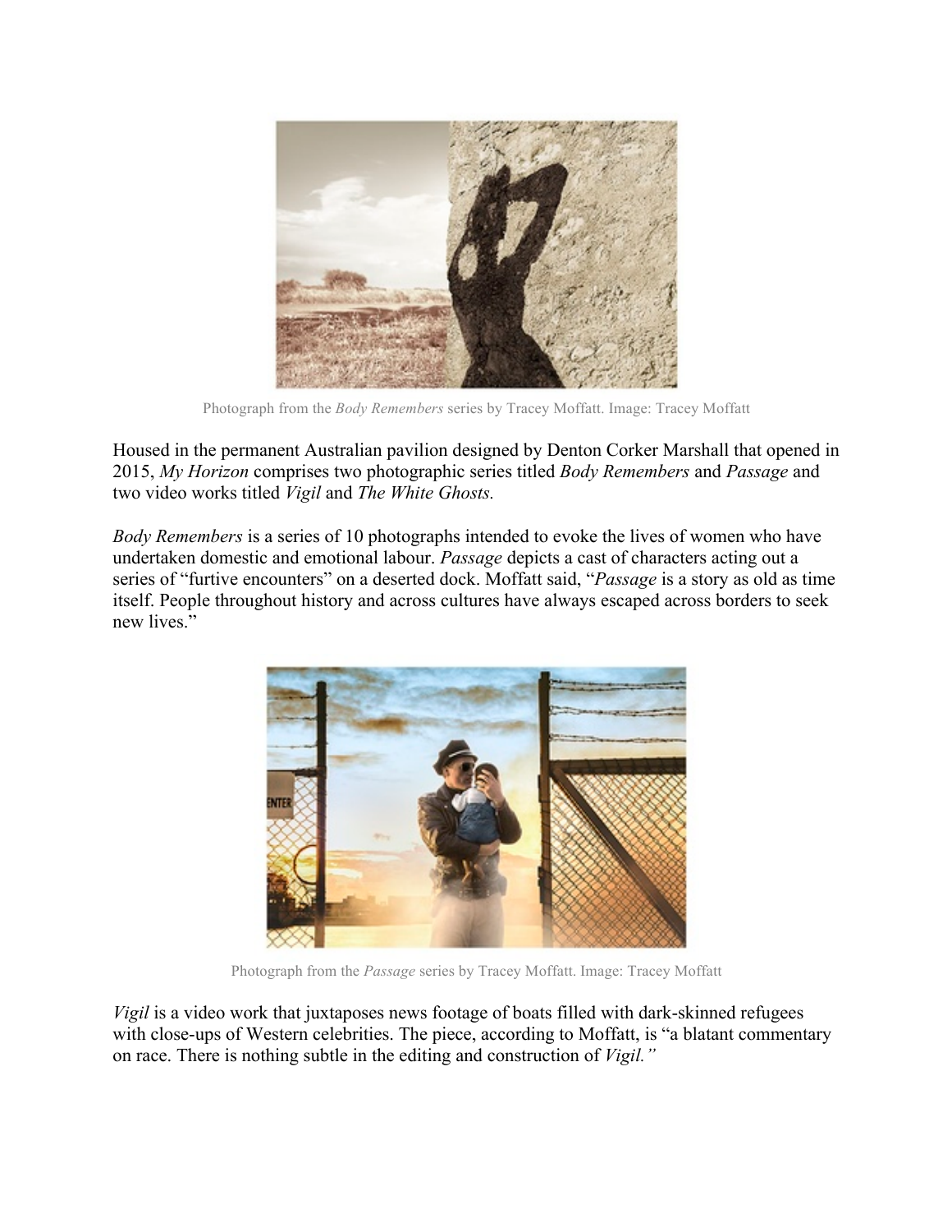Photograph from the *Body Remembers* series by Tracey Moffatt. Image: Tracey Moffatt

Housed in the permanent Australian pavilion designed by Denton Corker Marshall that opened in 2015, *My Horizon* comprises two photographic series titled *Body Remembers* and *Passage* and two video works titled *Vigil* and *The White Ghosts.*

*Body Remembers* is a series of 10 photographs intended to evoke the lives of women who have undertaken domestic and emotional labour. *Passage* depicts a cast of characters acting out a series of "furtive encounters" on a deserted dock. Moffatt said, "*Passage* is a story as old as time itself. People throughout history and across cultures have always escaped across borders to seek new lives."

Photograph from the *Passage* series by Tracey Moffatt. Image: Tracey Moffatt

*Vigil* is a video work that juxtaposes news footage of boats filled with dark-skinned refugees with close-ups of Western celebrities. The piece, according to Moffatt, is "a blatant commentary on race. There is nothing subtle in the editing and construction of *Vigil."*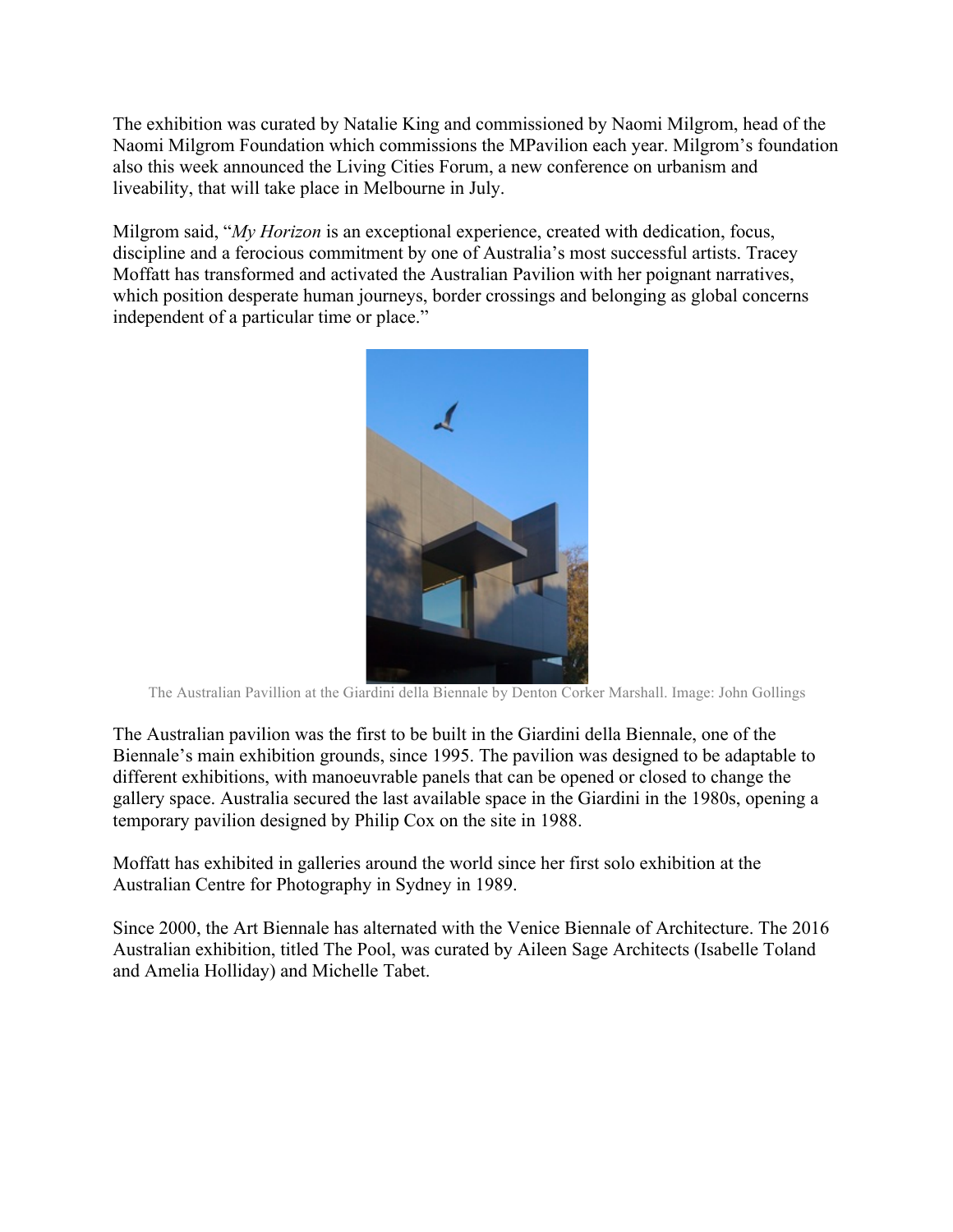The exhibition was curated by Natalie King and commissioned by Naomi Milgrom, head of the Naomi Milgrom Foundation which commissions the MPavilion each year. Milgrom's foundation also this week announced the Living Cities Forum, a new conference on urbanism and liveability, that will take place in Melbourne in July.

Milgrom said, "*My Horizon* is an exceptional experience, created with dedication, focus, discipline and a ferocious commitment by one of Australia's most successful artists. Tracey Moffatt has transformed and activated the Australian Pavilion with her poignant narratives, which position desperate human journeys, border crossings and belonging as global concerns independent of a particular time or place."

The Australian Pavillion at the Giardini della Biennale by Denton Corker Marshall. Image: John Gollings

The Australian pavilion was the first to be built in the Giardini della Biennale, one of the Biennale's main exhibition grounds, since 1995. The pavilion was designed to be adaptable to different exhibitions, with manoeuvrable panels that can be opened or closed to change the gallery space. Australia secured the last available space in the Giardini in the 1980s, opening a temporary pavilion designed by Philip Cox on the site in 1988.

Moffatt has exhibited in galleries around the world since her first solo exhibition at the Australian Centre for Photography in Sydney in 1989.

Since 2000, the Art Biennale has alternated with the Venice Biennale of Architecture. The 2016 Australian exhibition, titled The Pool, was curated by Aileen Sage Architects (Isabelle Toland and Amelia Holliday) and Michelle Tabet.